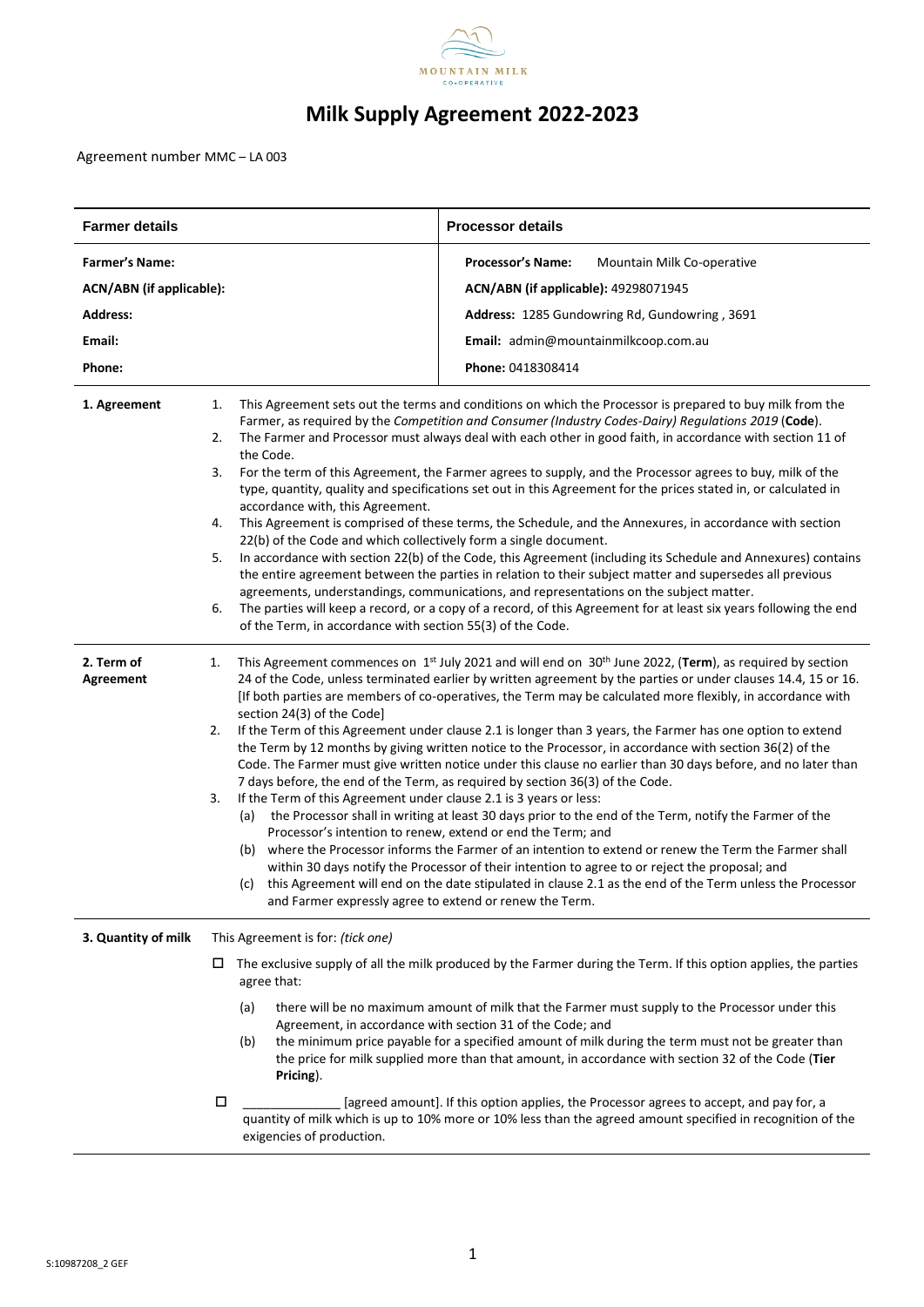# Milk Supply Agreement 2022-2023

Agreement number MMC – LA 003

| **Farmer details** | **Processor details** |
| --- | --- |
| **Farmer's Name:** | **Processor's Name:** Mountain Milk Co-operative |
| **ACN/ABN (if applicable):** | **ACN/ABN (if applicable):** 49298071945 |
| **Address:** | **Address:** 1285 Gundowring Rd, Gundowring , 3691 |
| **Email:** | **Email:** admin@mountainmilkcoop.com.au |
| **Phone:** | **Phone:** 0418308414 |

**1. Agreement**

1. This Agreement sets out the terms and conditions on which the Processor is prepared to buy milk from the Farmer, as required by the *Competition and Consumer (Industry Codes-Dairy) Regulations 2019* (**Code**).
2. The Farmer and Processor must always deal with each other in good faith, in accordance with section 11 of the Code.
3. For the term of this Agreement, the Farmer agrees to supply, and the Processor agrees to buy, milk of the type, quantity, quality and specifications set out in this Agreement for the prices stated in, or calculated in accordance with, this Agreement.
4. This Agreement is comprised of these terms, the Schedule, and the Annexures, in accordance with section 22(b) of the Code and which collectively form a single document.
5. In accordance with section 22(b) of the Code, this Agreement (including its Schedule and Annexures) contains the entire agreement between the parties in relation to their subject matter and supersedes all previous agreements, understandings, communications, and representations on the subject matter.
6. The parties will keep a record, or a copy of a record, of this Agreement for at least six years following the end of the Term, in accordance with section 55(3) of the Code.

**2. Term of Agreement**

1. This Agreement commences on 1st July 2021 and will end on 30th June 2022, (**Term**), as required by section 24 of the Code, unless terminated earlier by written agreement by the parties or under clauses 14.4, 15 or 16. [If both parties are members of co-operatives, the Term may be calculated more flexibly, in accordance with section 24(3) of the Code]
2. If the Term of this Agreement under clause 2.1 is longer than 3 years, the Farmer has one option to extend the Term by 12 months by giving written notice to the Processor, in accordance with section 36(2) of the Code. The Farmer must give written notice under this clause no earlier than 30 days before, and no later than 7 days before, the end of the Term, as required by section 36(3) of the Code.
3. If the Term of this Agreement under clause 2.1 is 3 years or less:
   (a) the Processor shall in writing at least 30 days prior to the end of the Term, notify the Farmer of the Processor's intention to renew, extend or end the Term; and
   (b) where the Processor informs the Farmer of an intention to extend or renew the Term the Farmer shall within 30 days notify the Processor of their intention to agree to or reject the proposal; and
   (c) this Agreement will end on the date stipulated in clause 2.1 as the end of the Term unless the Processor and Farmer expressly agree to extend or renew the Term.

**3. Quantity of milk**

This Agreement is for: *(tick one)*

☐ The exclusive supply of all the milk produced by the Farmer during the Term. If this option applies, the parties agree that:

(a) there will be no maximum amount of milk that the Farmer must supply to the Processor under this Agreement, in accordance with section 31 of the Code; and
(b) the minimum price payable for a specified amount of milk during the term must not be greater than the price for milk supplied more than that amount, in accordance with section 32 of the Code (**Tier Pricing**).

☐ ______________ [agreed amount]. If this option applies, the Processor agrees to accept, and pay for, a quantity of milk which is up to 10% more or 10% less than the agreed amount specified in recognition of the exigencies of production.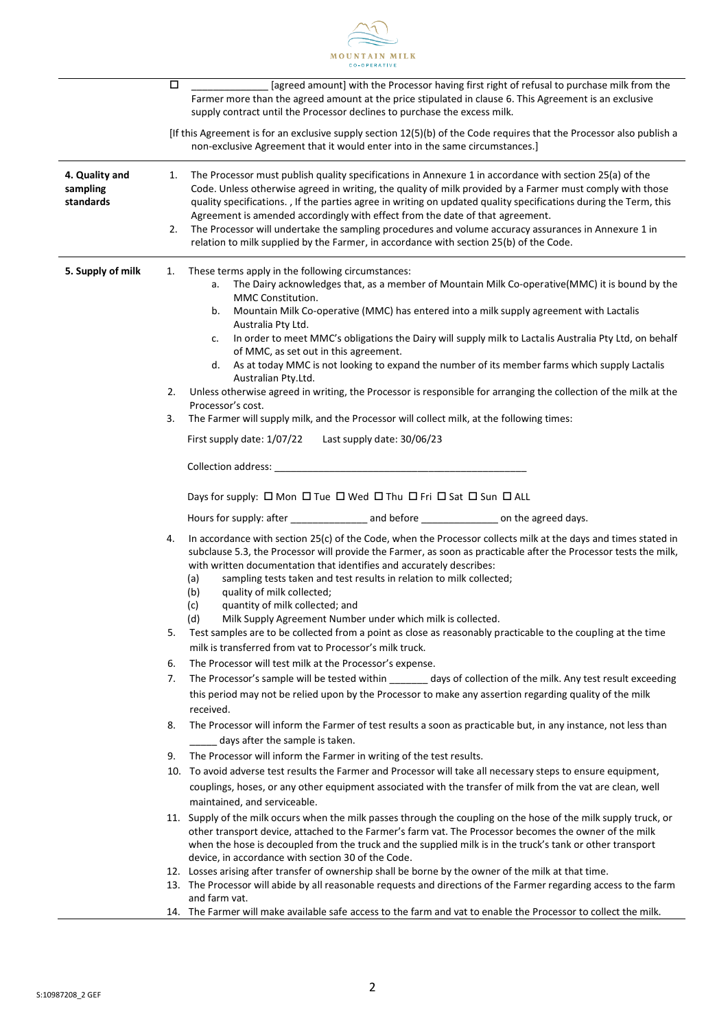| | |
|---|---|
| | ☐ _______________ [agreed amount] with the Processor having first right of refusal to purchase milk from the Farmer more than the agreed amount at the price stipulated in clause 6. This Agreement is an exclusive supply contract until the Processor declines to purchase the excess milk.<br><br>[If this Agreement is for an exclusive supply section 12(5)(b) of the Code requires that the Processor also publish a non-exclusive Agreement that it would enter into in the same circumstances.] |
| **4. Quality and sampling standards** | 1. The Processor must publish quality specifications in Annexure 1 in accordance with section 25(a) of the Code. Unless otherwise agreed in writing, the quality of milk provided by a Farmer must comply with those quality specifications. , If the parties agree in writing on updated quality specifications during the Term, this Agreement is amended accordingly with effect from the date of that agreement.<br>2. The Processor will undertake the sampling procedures and volume accuracy assurances in Annexure 1 in relation to milk supplied by the Farmer, in accordance with section 25(b) of the Code. |
| **5. Supply of milk** | 1. These terms apply in the following circumstances:<br>a. The Dairy acknowledges that, as a member of Mountain Milk Co-operative(MMC) it is bound by the MMC Constitution.<br>b. Mountain Milk Co-operative (MMC) has entered into a milk supply agreement with Lactalis Australia Pty Ltd.<br>c. In order to meet MMC's obligations the Dairy will supply milk to Lactalis Australia Pty Ltd, on behalf of MMC, as set out in this agreement.<br>d. As at today MMC is not looking to expand the number of its member farms which supply Lactalis Australian Pty.Ltd.<br>2. Unless otherwise agreed in writing, the Processor is responsible for arranging the collection of the milk at the Processor's cost.<br>3. The Farmer will supply milk, and the Processor will collect milk, at the following times:<br>First supply date: 1/07/22 Last supply date: 30/06/23<br>Collection address: _______________________________________________<br>Days for supply: ☐ Mon ☐ Tue ☐ Wed ☐ Thu ☐ Fri ☐ Sat ☐ Sun ☐ ALL<br>Hours for supply: after ______________ and before ______________ on the agreed days.<br>4. In accordance with section 25(c) of the Code, when the Processor collects milk at the days and times stated in subclause 5.3, the Processor will provide the Farmer, as soon as practicable after the Processor tests the milk, with written documentation that identifies and accurately describes:<br>(a) sampling tests taken and test results in relation to milk collected;<br>(b) quality of milk collected;<br>(c) quantity of milk collected; and<br>(d) Milk Supply Agreement Number under which milk is collected.<br>5. Test samples are to be collected from a point as close as reasonably practicable to the coupling at the time milk is transferred from vat to Processor's milk truck.<br>6. The Processor will test milk at the Processor's expense.<br>7. The Processor's sample will be tested within _______ days of collection of the milk. Any test result exceeding this period may not be relied upon by the Processor to make any assertion regarding quality of the milk received.<br>8. The Processor will inform the Farmer of test results a soon as practicable but, in any instance, not less than _____ days after the sample is taken.<br>9. The Processor will inform the Farmer in writing of the test results.<br>10. To avoid adverse test results the Farmer and Processor will take all necessary steps to ensure equipment, couplings, hoses, or any other equipment associated with the transfer of milk from the vat are clean, well maintained, and serviceable.<br>11. Supply of the milk occurs when the milk passes through the coupling on the hose of the milk supply truck, or other transport device, attached to the Farmer's farm vat. The Processor becomes the owner of the milk when the hose is decoupled from the truck and the supplied milk is in the truck's tank or other transport device, in accordance with section 30 of the Code.<br>12. Losses arising after transfer of ownership shall be borne by the owner of the milk at that time.<br>13. The Processor will abide by all reasonable requests and directions of the Farmer regarding access to the farm and farm vat.<br>14. The Farmer will make available safe access to the farm and vat to enable the Processor to collect the milk. |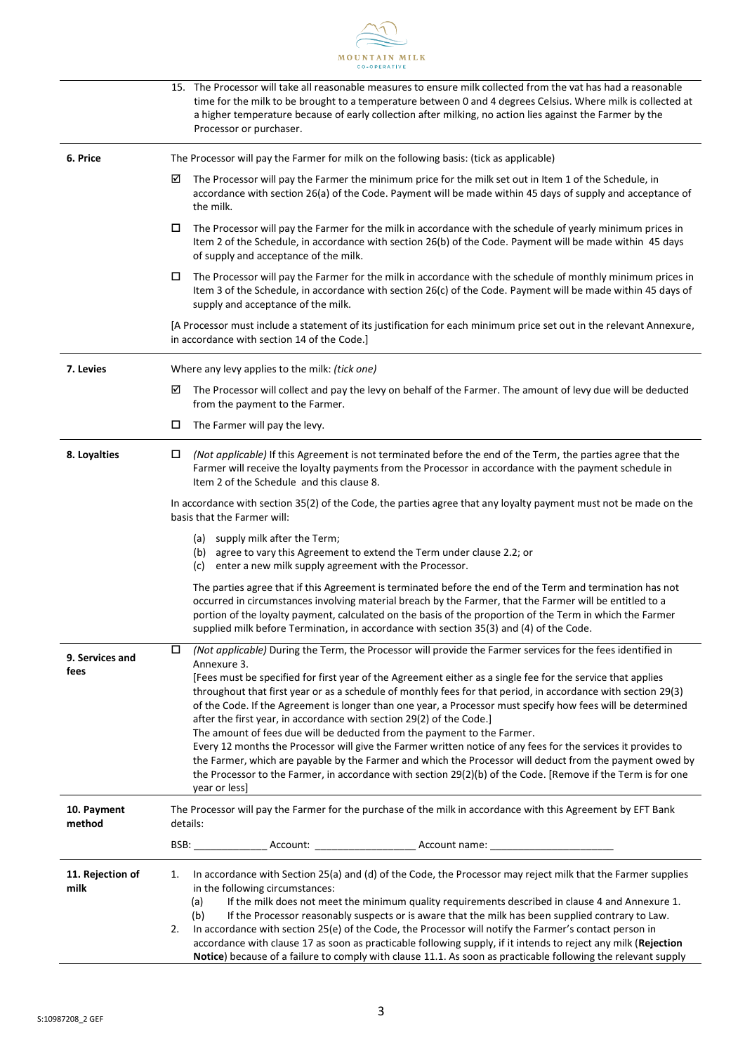| | |
|---|---|
| | 15. The Processor will take all reasonable measures to ensure milk collected from the vat has had a reasonable time for the milk to be brought to a temperature between 0 and 4 degrees Celsius. Where milk is collected at a higher temperature because of early collection after milking, no action lies against the Farmer by the Processor or purchaser. |
| **6. Price** | The Processor will pay the Farmer for milk on the following basis: (tick as applicable)<br><br>☑ The Processor will pay the Farmer the minimum price for the milk set out in Item 1 of the Schedule, in accordance with section 26(a) of the Code. Payment will be made within 45 days of supply and acceptance of the milk.<br><br>☐ The Processor will pay the Farmer for the milk in accordance with the schedule of yearly minimum prices in Item 2 of the Schedule, in accordance with section 26(b) of the Code. Payment will be made within 45 days of supply and acceptance of the milk.<br><br>☐ The Processor will pay the Farmer for the milk in accordance with the schedule of monthly minimum prices in Item 3 of the Schedule, in accordance with section 26(c) of the Code. Payment will be made within 45 days of supply and acceptance of the milk.<br><br>[A Processor must include a statement of its justification for each minimum price set out in the relevant Annexure, in accordance with section 14 of the Code.] |
| **7. Levies** | Where any levy applies to the milk: *(tick one)*<br><br>☑ The Processor will collect and pay the levy on behalf of the Farmer. The amount of levy due will be deducted from the payment to the Farmer.<br><br>☐ The Farmer will pay the levy. |
| **8. Loyalties** | ☐ *(Not applicable)* If this Agreement is not terminated before the end of the Term, the parties agree that the Farmer will receive the loyalty payments from the Processor in accordance with the payment schedule in Item 2 of the Schedule and this clause 8.<br><br>In accordance with section 35(2) of the Code, the parties agree that any loyalty payment must not be made on the basis that the Farmer will:<br><br>(a) supply milk after the Term;<br>(b) agree to vary this Agreement to extend the Term under clause 2.2; or<br>(c) enter a new milk supply agreement with the Processor.<br><br>The parties agree that if this Agreement is terminated before the end of the Term and termination has not occurred in circumstances involving material breach by the Farmer, that the Farmer will be entitled to a portion of the loyalty payment, calculated on the basis of the proportion of the Term in which the Farmer supplied milk before Termination, in accordance with section 35(3) and (4) of the Code. |
| **9. Services and fees** | ☐ *(Not applicable)* During the Term, the Processor will provide the Farmer services for the fees identified in Annexure 3.<br>[Fees must be specified for first year of the Agreement either as a single fee for the service that applies throughout that first year or as a schedule of monthly fees for that period, in accordance with section 29(3) of the Code. If the Agreement is longer than one year, a Processor must specify how fees will be determined after the first year, in accordance with section 29(2) of the Code.]<br>The amount of fees due will be deducted from the payment to the Farmer.<br>Every 12 months the Processor will give the Farmer written notice of any fees for the services it provides to the Farmer, which are payable by the Farmer and which the Processor will deduct from the payment owed by the Processor to the Farmer, in accordance with section 29(2)(b) of the Code. [Remove if the Term is for one year or less] |
| **10. Payment method** | The Processor will pay the Farmer for the purchase of the milk in accordance with this Agreement by EFT Bank details:<br><br>BSB: _____________ Account: __________________ Account name: ______________________ |
| **11. Rejection of milk** | 1. In accordance with Section 25(a) and (d) of the Code, the Processor may reject milk that the Farmer supplies in the following circumstances:<br>(a) If the milk does not meet the minimum quality requirements described in clause 4 and Annexure 1.<br>(b) If the Processor reasonably suspects or is aware that the milk has been supplied contrary to Law.<br>2. In accordance with section 25(e) of the Code, the Processor will notify the Farmer's contact person in accordance with clause 17 as soon as practicable following supply, if it intends to reject any milk (**Rejection Notice**) because of a failure to comply with clause 11.1. As soon as practicable following the relevant supply |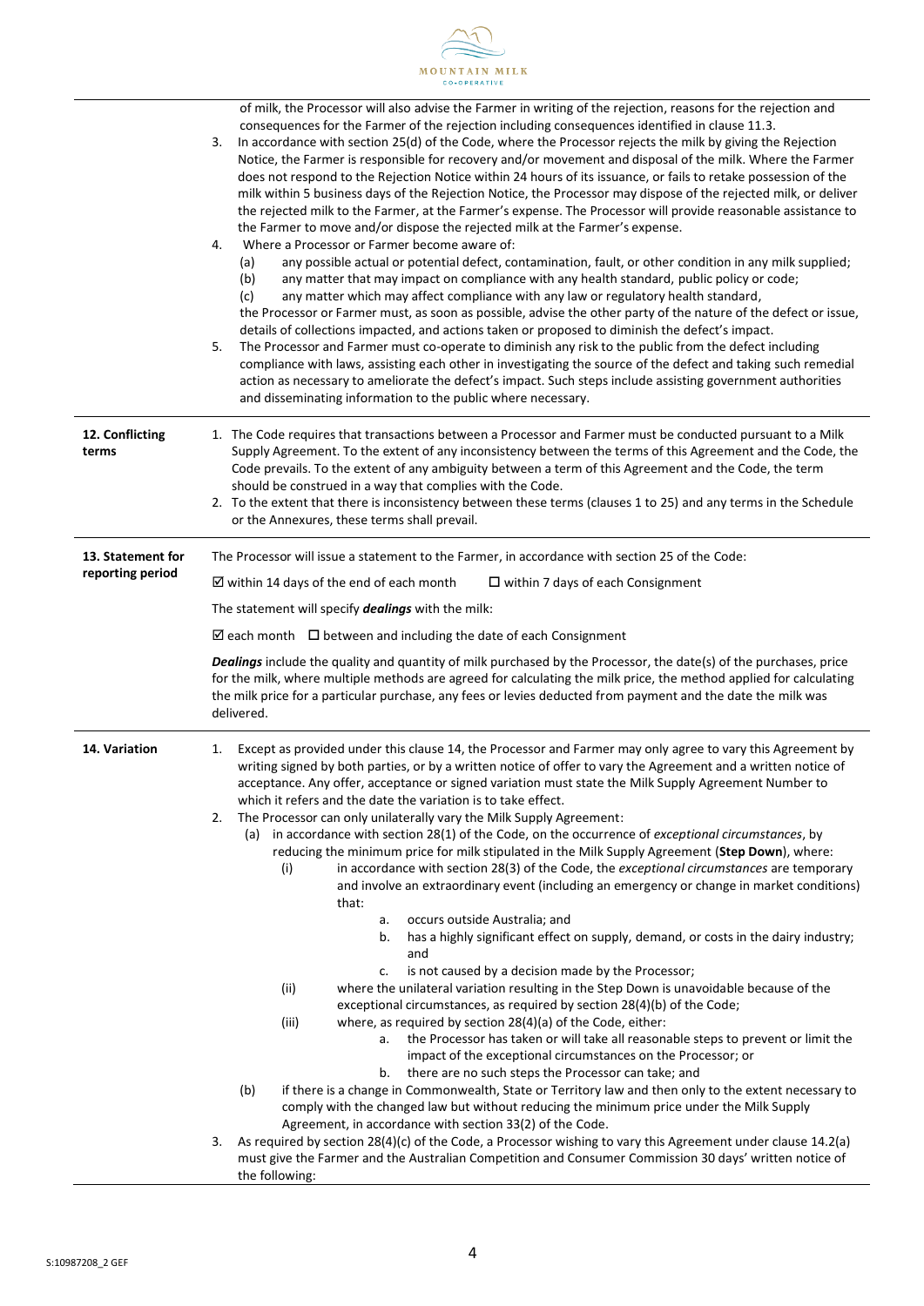of milk, the Processor will also advise the Farmer in writing of the rejection, reasons for the rejection and consequences for the Farmer of the rejection including consequences identified in clause 11.3.

3. In accordance with section 25(d) of the Code, where the Processor rejects the milk by giving the Rejection Notice, the Farmer is responsible for recovery and/or movement and disposal of the milk. Where the Farmer does not respond to the Rejection Notice within 24 hours of its issuance, or fails to retake possession of the milk within 5 business days of the Rejection Notice, the Processor may dispose of the rejected milk, or deliver the rejected milk to the Farmer, at the Farmer's expense. The Processor will provide reasonable assistance to the Farmer to move and/or dispose the rejected milk at the Farmer's expense.
4. Where a Processor or Farmer become aware of:
   - (a) any possible actual or potential defect, contamination, fault, or other condition in any milk supplied;
   - (b) any matter that may impact on compliance with any health standard, public policy or code;
   - (c) any matter which may affect compliance with any law or regulatory health standard,

   the Processor or Farmer must, as soon as possible, advise the other party of the nature of the defect or issue, details of collections impacted, and actions taken or proposed to diminish the defect's impact.
5. The Processor and Farmer must co-operate to diminish any risk to the public from the defect including compliance with laws, assisting each other in investigating the source of the defect and taking such remedial action as necessary to ameliorate the defect's impact. Such steps include assisting government authorities and disseminating information to the public where necessary.

## 12. Conflicting terms

1. The Code requires that transactions between a Processor and Farmer must be conducted pursuant to a Milk Supply Agreement. To the extent of any inconsistency between the terms of this Agreement and the Code, the Code prevails. To the extent of any ambiguity between a term of this Agreement and the Code, the term should be construed in a way that complies with the Code.
2. To the extent that there is inconsistency between these terms (clauses 1 to 25) and any terms in the Schedule or the Annexures, these terms shall prevail.

## 13. Statement for reporting period

The Processor will issue a statement to the Farmer, in accordance with section 25 of the Code:

☑ within 14 days of the end of each month ☐ within 7 days of each Consignment

The statement will specify ***dealings*** with the milk:

☑ each month ☐ between and including the date of each Consignment

***Dealings*** include the quality and quantity of milk purchased by the Processor, the date(s) of the purchases, price for the milk, where multiple methods are agreed for calculating the milk price, the method applied for calculating the milk price for a particular purchase, any fees or levies deducted from payment and the date the milk was delivered.

## 14. Variation

1. Except as provided under this clause 14, the Processor and Farmer may only agree to vary this Agreement by writing signed by both parties, or by a written notice of offer to vary the Agreement and a written notice of acceptance. Any offer, acceptance or signed variation must state the Milk Supply Agreement Number to which it refers and the date the variation is to take effect.
2. The Processor can only unilaterally vary the Milk Supply Agreement:
   - (a) in accordance with section 28(1) of the Code, on the occurrence of *exceptional circumstances*, by reducing the minimum price for milk stipulated in the Milk Supply Agreement (**Step Down**), where:
     - (i) in accordance with section 28(3) of the Code, the *exceptional circumstances* are temporary and involve an extraordinary event (including an emergency or change in market conditions) that:
       - a. occurs outside Australia; and
       - b. has a highly significant effect on supply, demand, or costs in the dairy industry; and
       - c. is not caused by a decision made by the Processor;
     - (ii) where the unilateral variation resulting in the Step Down is unavoidable because of the exceptional circumstances, as required by section 28(4)(b) of the Code;
     - (iii) where, as required by section 28(4)(a) of the Code, either:
       - a. the Processor has taken or will take all reasonable steps to prevent or limit the impact of the exceptional circumstances on the Processor; or
       - b. there are no such steps the Processor can take; and
   - (b) if there is a change in Commonwealth, State or Territory law and then only to the extent necessary to comply with the changed law but without reducing the minimum price under the Milk Supply Agreement, in accordance with section 33(2) of the Code.
3. As required by section 28(4)(c) of the Code, a Processor wishing to vary this Agreement under clause 14.2(a) must give the Farmer and the Australian Competition and Consumer Commission 30 days' written notice of the following: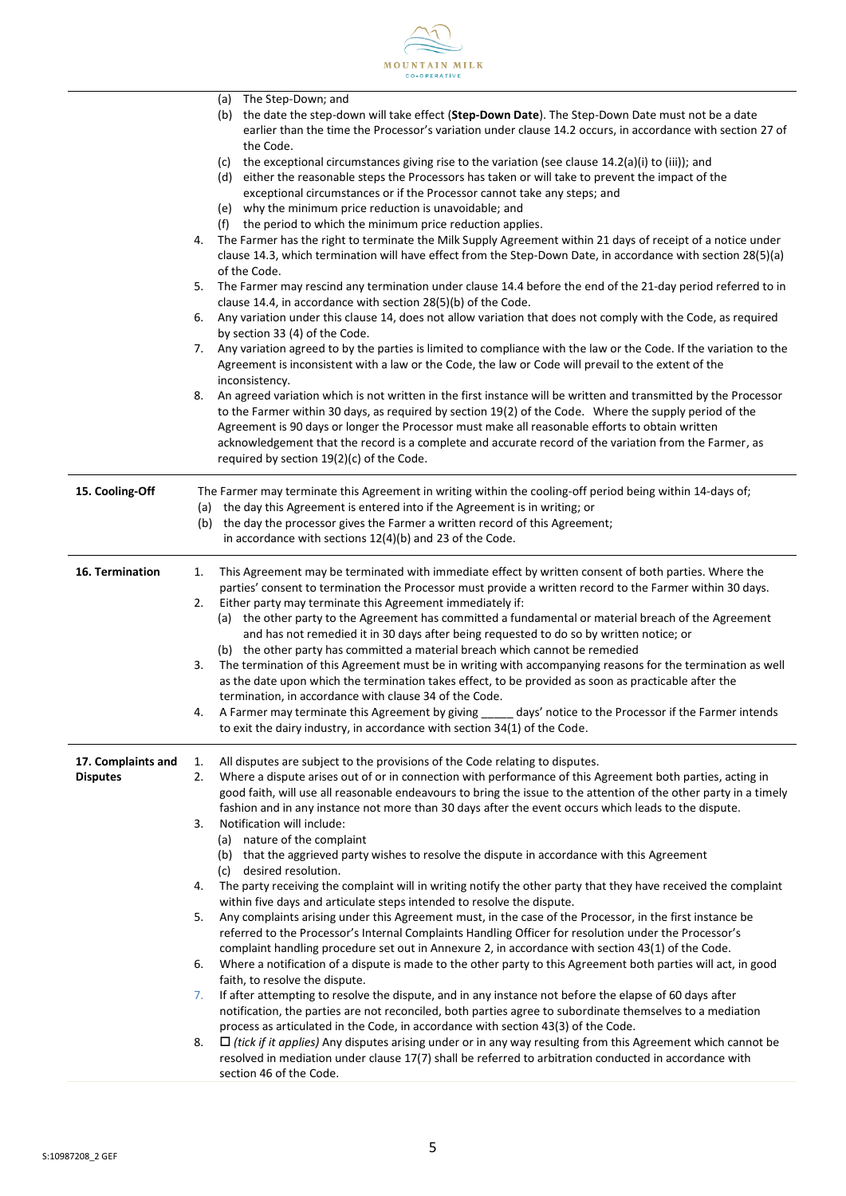(a) The Step-Down; and

(b) the date the step-down will take effect (**Step-Down Date**). The Step-Down Date must not be a date earlier than the time the Processor's variation under clause 14.2 occurs, in accordance with section 27 of the Code.

(c) the exceptional circumstances giving rise to the variation (see clause 14.2(a)(i) to (iii)); and

(d) either the reasonable steps the Processors has taken or will take to prevent the impact of the exceptional circumstances or if the Processor cannot take any steps; and

(e) why the minimum price reduction is unavoidable; and

(f) the period to which the minimum price reduction applies.

4. The Farmer has the right to terminate the Milk Supply Agreement within 21 days of receipt of a notice under clause 14.3, which termination will have effect from the Step-Down Date, in accordance with section 28(5)(a) of the Code.
5. The Farmer may rescind any termination under clause 14.4 before the end of the 21-day period referred to in clause 14.4, in accordance with section 28(5)(b) of the Code.
6. Any variation under this clause 14, does not allow variation that does not comply with the Code, as required by section 33 (4) of the Code.
7. Any variation agreed to by the parties is limited to compliance with the law or the Code. If the variation to the Agreement is inconsistent with a law or the Code, the law or Code will prevail to the extent of the inconsistency.
8. An agreed variation which is not written in the first instance will be written and transmitted by the Processor to the Farmer within 30 days, as required by section 19(2) of the Code. Where the supply period of the Agreement is 90 days or longer the Processor must make all reasonable efforts to obtain written acknowledgement that the record is a complete and accurate record of the variation from the Farmer, as required by section 19(2)(c) of the Code.

**15. Cooling-Off**

The Farmer may terminate this Agreement in writing within the cooling-off period being within 14-days of;

(a) the day this Agreement is entered into if the Agreement is in writing; or

(b) the day the processor gives the Farmer a written record of this Agreement;

in accordance with sections 12(4)(b) and 23 of the Code.

**16. Termination**

1. This Agreement may be terminated with immediate effect by written consent of both parties. Where the parties' consent to termination the Processor must provide a written record to the Farmer within 30 days.
2. Either party may terminate this Agreement immediately if:
   (a) the other party to the Agreement has committed a fundamental or material breach of the Agreement and has not remedied it in 30 days after being requested to do so by written notice; or
   (b) the other party has committed a material breach which cannot be remedied
3. The termination of this Agreement must be in writing with accompanying reasons for the termination as well as the date upon which the termination takes effect, to be provided as soon as practicable after the termination, in accordance with clause 34 of the Code.
4. A Farmer may terminate this Agreement by giving _____ days' notice to the Processor if the Farmer intends to exit the dairy industry, in accordance with section 34(1) of the Code.

**17. Complaints and Disputes**

1. All disputes are subject to the provisions of the Code relating to disputes.
2. Where a dispute arises out of or in connection with performance of this Agreement both parties, acting in good faith, will use all reasonable endeavours to bring the issue to the attention of the other party in a timely fashion and in any instance not more than 30 days after the event occurs which leads to the dispute.
3. Notification will include:
   (a) nature of the complaint
   (b) that the aggrieved party wishes to resolve the dispute in accordance with this Agreement
   (c) desired resolution.
4. The party receiving the complaint will in writing notify the other party that they have received the complaint within five days and articulate steps intended to resolve the dispute.
5. Any complaints arising under this Agreement must, in the case of the Processor, in the first instance be referred to the Processor's Internal Complaints Handling Officer for resolution under the Processor's complaint handling procedure set out in Annexure 2, in accordance with section 43(1) of the Code.
6. Where a notification of a dispute is made to the other party to this Agreement both parties will act, in good faith, to resolve the dispute.
7. If after attempting to resolve the dispute, and in any instance not before the elapse of 60 days after notification, the parties are not reconciled, both parties agree to subordinate themselves to a mediation process as articulated in the Code, in accordance with section 43(3) of the Code.
8. ☐ *(tick if it applies)* Any disputes arising under or in any way resulting from this Agreement which cannot be resolved in mediation under clause 17(7) shall be referred to arbitration conducted in accordance with section 46 of the Code.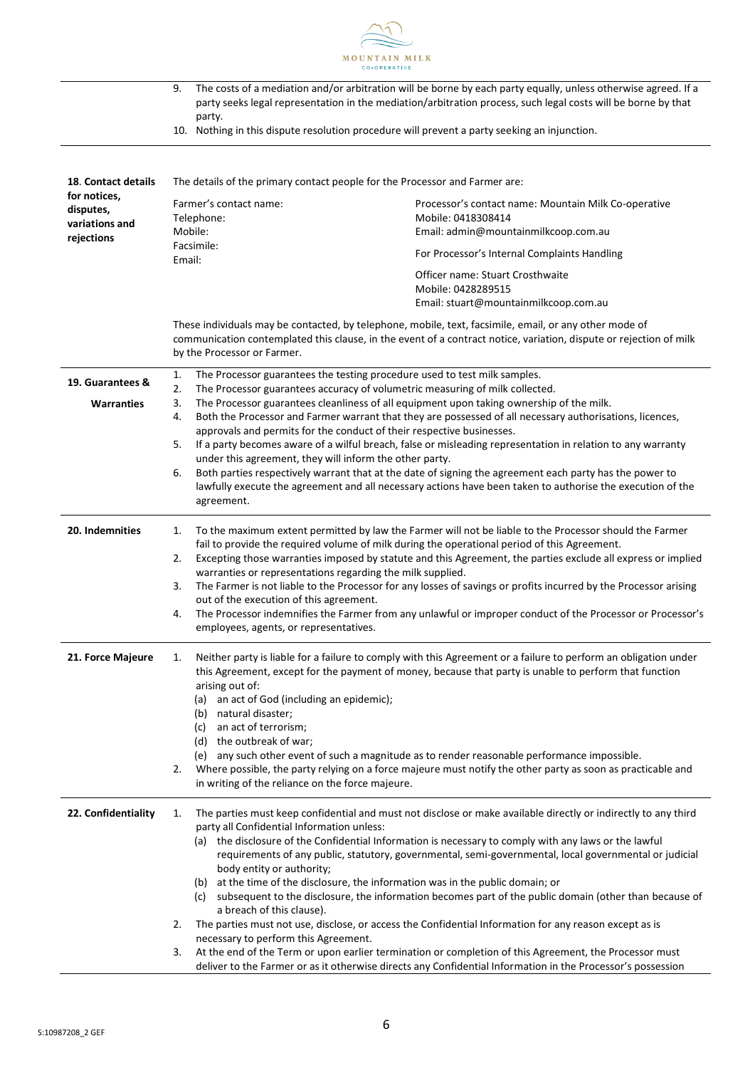9. The costs of a mediation and/or arbitration will be borne by each party equally, unless otherwise agreed. If a party seeks legal representation in the mediation/arbitration process, such legal costs will be borne by that party.
10. Nothing in this dispute resolution procedure will prevent a party seeking an injunction.

**18. Contact details for notices, disputes, variations and rejections**

The details of the primary contact people for the Processor and Farmer are:

| Farmer | Processor |
|---|---|
| Farmer's contact name:<br>Telephone:<br>Mobile:<br>Facsimile:<br>Email: | Processor's contact name: Mountain Milk Co-operative<br>Mobile: 0418308414<br>Email: admin@mountainmilkcoop.com.au<br><br>For Processor's Internal Complaints Handling<br><br>Officer name: Stuart Crosthwaite<br>Mobile: 0428289515<br>Email: stuart@mountainmilkcoop.com.au |

These individuals may be contacted, by telephone, mobile, text, facsimile, email, or any other mode of communication contemplated this clause, in the event of a contract notice, variation, dispute or rejection of milk by the Processor or Farmer.

**19. Guarantees & Warranties**

1. The Processor guarantees the testing procedure used to test milk samples.
2. The Processor guarantees accuracy of volumetric measuring of milk collected.
3. The Processor guarantees cleanliness of all equipment upon taking ownership of the milk.
4. Both the Processor and Farmer warrant that they are possessed of all necessary authorisations, licences, approvals and permits for the conduct of their respective businesses.
5. If a party becomes aware of a wilful breach, false or misleading representation in relation to any warranty under this agreement, they will inform the other party.
6. Both parties respectively warrant that at the date of signing the agreement each party has the power to lawfully execute the agreement and all necessary actions have been taken to authorise the execution of the agreement.

**20. Indemnities**

1. To the maximum extent permitted by law the Farmer will not be liable to the Processor should the Farmer fail to provide the required volume of milk during the operational period of this Agreement.
2. Excepting those warranties imposed by statute and this Agreement, the parties exclude all express or implied warranties or representations regarding the milk supplied.
3. The Farmer is not liable to the Processor for any losses of savings or profits incurred by the Processor arising out of the execution of this agreement.
4. The Processor indemnifies the Farmer from any unlawful or improper conduct of the Processor or Processor's employees, agents, or representatives.

**21. Force Majeure**

1. Neither party is liable for a failure to comply with this Agreement or a failure to perform an obligation under this Agreement, except for the payment of money, because that party is unable to perform that function arising out of:
   (a) an act of God (including an epidemic);
   (b) natural disaster;
   (c) an act of terrorism;
   (d) the outbreak of war;
   (e) any such other event of such a magnitude as to render reasonable performance impossible.
2. Where possible, the party relying on a force majeure must notify the other party as soon as practicable and in writing of the reliance on the force majeure.

**22. Confidentiality**

1. The parties must keep confidential and must not disclose or make available directly or indirectly to any third party all Confidential Information unless:
   (a) the disclosure of the Confidential Information is necessary to comply with any laws or the lawful requirements of any public, statutory, governmental, semi-governmental, local governmental or judicial body entity or authority;
   (b) at the time of the disclosure, the information was in the public domain; or
   (c) subsequent to the disclosure, the information becomes part of the public domain (other than because of a breach of this clause).
2. The parties must not use, disclose, or access the Confidential Information for any reason except as is necessary to perform this Agreement.
3. At the end of the Term or upon earlier termination or completion of this Agreement, the Processor must deliver to the Farmer or as it otherwise directs any Confidential Information in the Processor's possession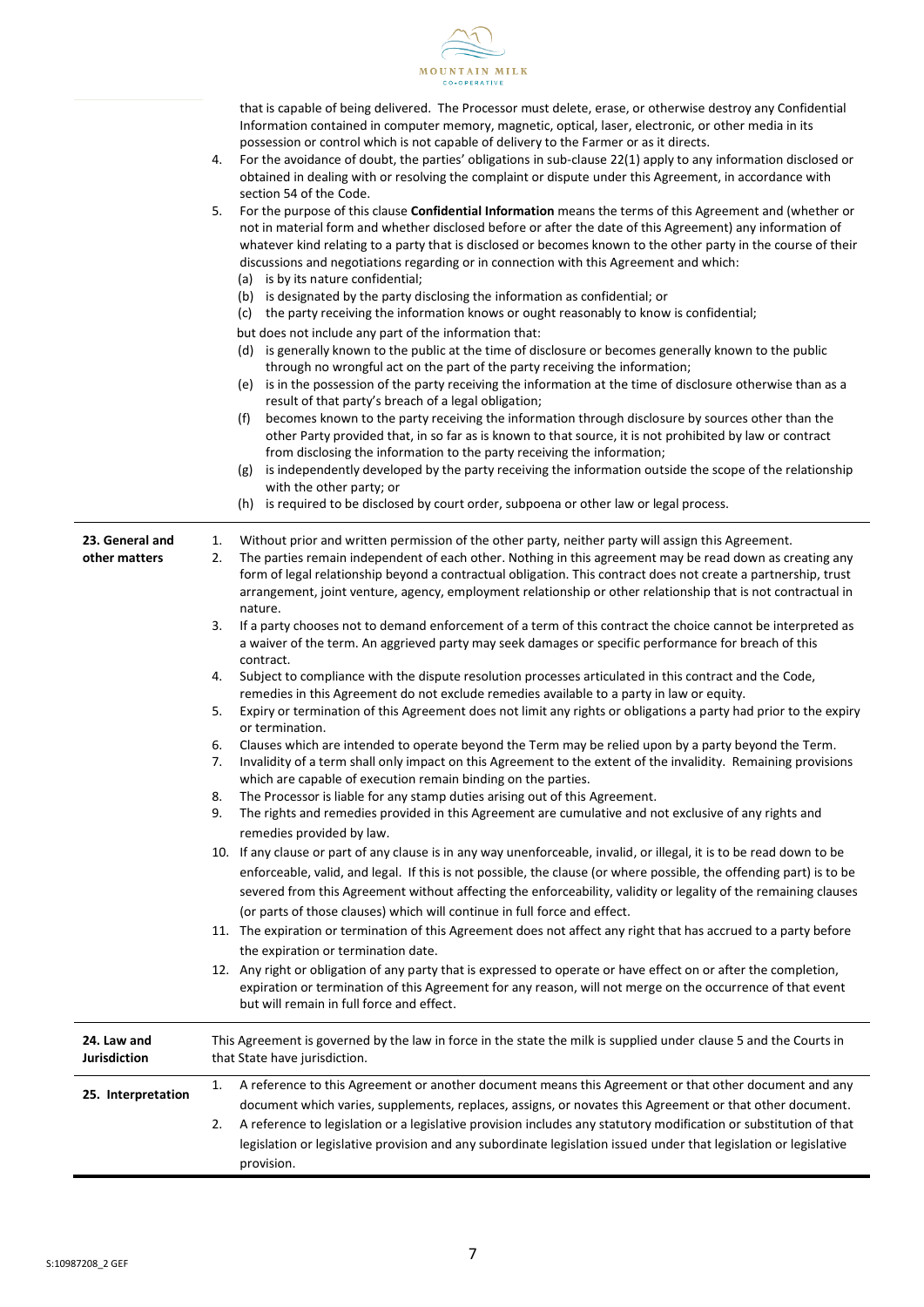that is capable of being delivered. The Processor must delete, erase, or otherwise destroy any Confidential Information contained in computer memory, magnetic, optical, laser, electronic, or other media in its possession or control which is not capable of delivery to the Farmer or as it directs.

4. For the avoidance of doubt, the parties' obligations in sub-clause 22(1) apply to any information disclosed or obtained in dealing with or resolving the complaint or dispute under this Agreement, in accordance with section 54 of the Code.
5. For the purpose of this clause **Confidential Information** means the terms of this Agreement and (whether or not in material form and whether disclosed before or after the date of this Agreement) any information of whatever kind relating to a party that is disclosed or becomes known to the other party in the course of their discussions and negotiations regarding or in connection with this Agreement and which:
   (a) is by its nature confidential;
   (b) is designated by the party disclosing the information as confidential; or
   (c) the party receiving the information knows or ought reasonably to know is confidential;

   but does not include any part of the information that:
   (d) is generally known to the public at the time of disclosure or becomes generally known to the public through no wrongful act on the part of the party receiving the information;
   (e) is in the possession of the party receiving the information at the time of disclosure otherwise than as a result of that party's breach of a legal obligation;
   (f) becomes known to the party receiving the information through disclosure by sources other than the other Party provided that, in so far as is known to that source, it is not prohibited by law or contract from disclosing the information to the party receiving the information;
   (g) is independently developed by the party receiving the information outside the scope of the relationship with the other party; or
   (h) is required to be disclosed by court order, subpoena or other law or legal process.

## 23. General and other matters

1. Without prior and written permission of the other party, neither party will assign this Agreement.
2. The parties remain independent of each other. Nothing in this agreement may be read down as creating any form of legal relationship beyond a contractual obligation. This contract does not create a partnership, trust arrangement, joint venture, agency, employment relationship or other relationship that is not contractual in nature.
3. If a party chooses not to demand enforcement of a term of this contract the choice cannot be interpreted as a waiver of the term. An aggrieved party may seek damages or specific performance for breach of this contract.
4. Subject to compliance with the dispute resolution processes articulated in this contract and the Code, remedies in this Agreement do not exclude remedies available to a party in law or equity.
5. Expiry or termination of this Agreement does not limit any rights or obligations a party had prior to the expiry or termination.
6. Clauses which are intended to operate beyond the Term may be relied upon by a party beyond the Term.
7. Invalidity of a term shall only impact on this Agreement to the extent of the invalidity. Remaining provisions which are capable of execution remain binding on the parties.
8. The Processor is liable for any stamp duties arising out of this Agreement.
9. The rights and remedies provided in this Agreement are cumulative and not exclusive of any rights and remedies provided by law.
10. If any clause or part of any clause is in any way unenforceable, invalid, or illegal, it is to be read down to be enforceable, valid, and legal. If this is not possible, the clause (or where possible, the offending part) is to be severed from this Agreement without affecting the enforceability, validity or legality of the remaining clauses (or parts of those clauses) which will continue in full force and effect.
11. The expiration or termination of this Agreement does not affect any right that has accrued to a party before the expiration or termination date.
12. Any right or obligation of any party that is expressed to operate or have effect on or after the completion, expiration or termination of this Agreement for any reason, will not merge on the occurrence of that event but will remain in full force and effect.

## 24. Law and Jurisdiction

This Agreement is governed by the law in force in the state the milk is supplied under clause 5 and the Courts in that State have jurisdiction.

## 25. Interpretation

1. A reference to this Agreement or another document means this Agreement or that other document and any document which varies, supplements, replaces, assigns, or novates this Agreement or that other document.
2. A reference to legislation or a legislative provision includes any statutory modification or substitution of that legislation or legislative provision and any subordinate legislation issued under that legislation or legislative provision.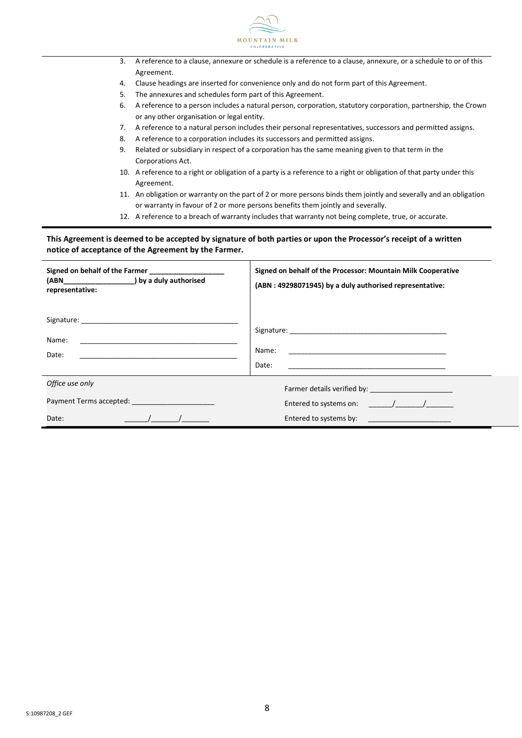3. A reference to a clause, annexure or schedule is a reference to a clause, annexure, or a schedule to or of this Agreement.
4. Clause headings are inserted for convenience only and do not form part of this Agreement.
5. The annexures and schedules form part of this Agreement.
6. A reference to a person includes a natural person, corporation, statutory corporation, partnership, the Crown or any other organisation or legal entity.
7. A reference to a natural person includes their personal representatives, successors and permitted assigns.
8. A reference to a corporation includes its successors and permitted assigns.
9. Related or subsidiary in respect of a corporation has the same meaning given to that term in the Corporations Act.
10. A reference to a right or obligation of a party is a reference to a right or obligation of that party under this Agreement.
11. An obligation or warranty on the part of 2 or more persons binds them jointly and severally and an obligation or warranty in favour of 2 or more persons benefits them jointly and severally.
12. A reference to a breach of warranty includes that warranty not being complete, true, or accurate.

**This Agreement is deemed to be accepted by signature of both parties or upon the Processor's receipt of a written notice of acceptance of the Agreement by the Farmer.**

| **Signed on behalf of the Farmer ___________________ (ABN__________________) by a duly authorised representative:** | **Signed on behalf of the Processor: Mountain Milk Cooperative (ABN : 49298071945) by a duly authorised representative:** |
|---|---|
| Signature: ________________________________________ | Signature: ________________________________________ |
| Name: ________________________________________ | Name: ________________________________________ |
| Date: ________________________________________ | Date: ________________________________________ |

| *Office use only* | |
|---|---|
| Payment Terms accepted: ____________________ | Farmer details verified by: ____________________ |
| | Entered to systems on: ______/______/______ |
| Date: ______/______/______ | Entered to systems by: ____________________ |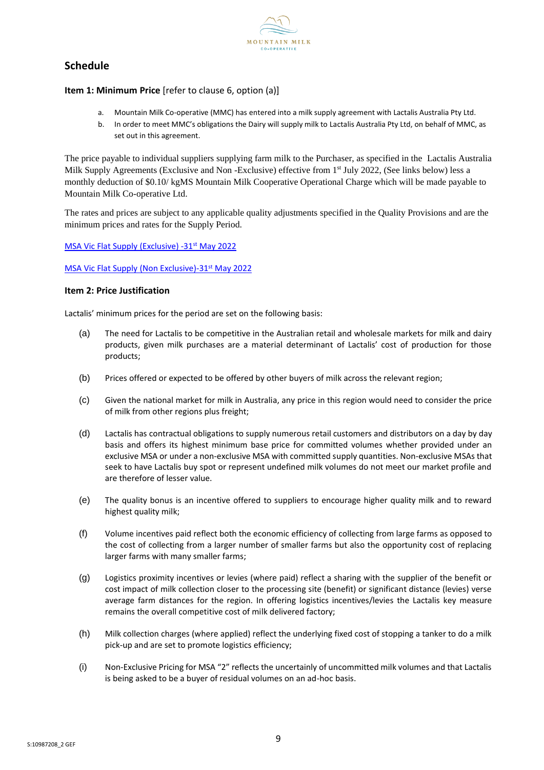## Schedule

**Item 1: Minimum Price** [refer to clause 6, option (a)]

a. Mountain Milk Co-operative (MMC) has entered into a milk supply agreement with Lactalis Australia Pty Ltd.
b. In order to meet MMC's obligations the Dairy will supply milk to Lactalis Australia Pty Ltd, on behalf of MMC, as set out in this agreement.

The price payable to individual suppliers supplying farm milk to the Purchaser, as specified in the Lactalis Australia Milk Supply Agreements (Exclusive and Non -Exclusive) effective from 1st July 2022, (See links below) less a monthly deduction of $0.10/ kgMS Mountain Milk Cooperative Operational Charge which will be made payable to Mountain Milk Co-operative Ltd.

The rates and prices are subject to any applicable quality adjustments specified in the Quality Provisions and are the minimum prices and rates for the Supply Period.

MSA Vic Flat Supply (Exclusive) -31st May 2022

MSA Vic Flat Supply (Non Exclusive)-31st May 2022

**Item 2: Price Justification**

Lactalis' minimum prices for the period are set on the following basis:

(a) The need for Lactalis to be competitive in the Australian retail and wholesale markets for milk and dairy products, given milk purchases are a material determinant of Lactalis' cost of production for those products;

(b) Prices offered or expected to be offered by other buyers of milk across the relevant region;

(c) Given the national market for milk in Australia, any price in this region would need to consider the price of milk from other regions plus freight;

(d) Lactalis has contractual obligations to supply numerous retail customers and distributors on a day by day basis and offers its highest minimum base price for committed volumes whether provided under an exclusive MSA or under a non-exclusive MSA with committed supply quantities. Non-exclusive MSAs that seek to have Lactalis buy spot or represent undefined milk volumes do not meet our market profile and are therefore of lesser value.

(e) The quality bonus is an incentive offered to suppliers to encourage higher quality milk and to reward highest quality milk;

(f) Volume incentives paid reflect both the economic efficiency of collecting from large farms as opposed to the cost of collecting from a larger number of smaller farms but also the opportunity cost of replacing larger farms with many smaller farms;

(g) Logistics proximity incentives or levies (where paid) reflect a sharing with the supplier of the benefit or cost impact of milk collection closer to the processing site (benefit) or significant distance (levies) verse average farm distances for the region. In offering logistics incentives/levies the Lactalis key measure remains the overall competitive cost of milk delivered factory;

(h) Milk collection charges (where applied) reflect the underlying fixed cost of stopping a tanker to do a milk pick-up and are set to promote logistics efficiency;

(i) Non-Exclusive Pricing for MSA "2" reflects the uncertainly of uncommitted milk volumes and that Lactalis is being asked to be a buyer of residual volumes on an ad-hoc basis.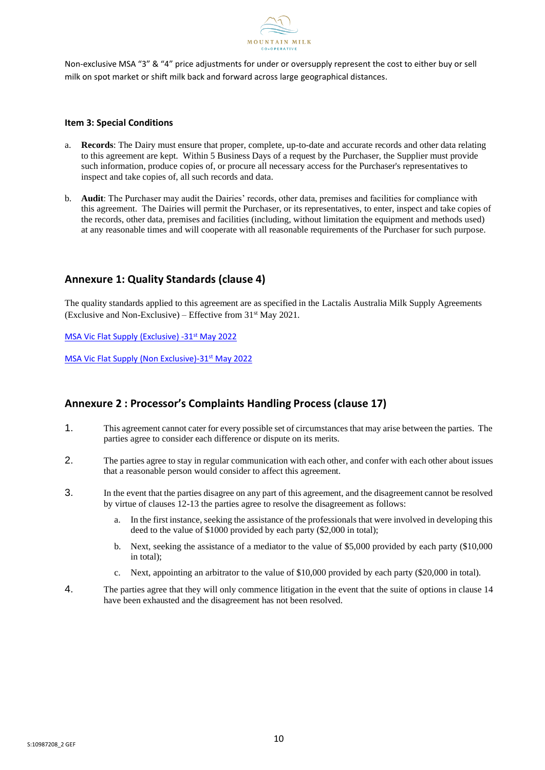Non-exclusive MSA "3" & "4" price adjustments for under or oversupply represent the cost to either buy or sell milk on spot market or shift milk back and forward across large geographical distances.

#### Item 3: Special Conditions

a. **Records**: The Dairy must ensure that proper, complete, up-to-date and accurate records and other data relating to this agreement are kept. Within 5 Business Days of a request by the Purchaser, the Supplier must provide such information, produce copies of, or procure all necessary access for the Purchaser's representatives to inspect and take copies of, all such records and data.

b. **Audit**: The Purchaser may audit the Dairies' records, other data, premises and facilities for compliance with this agreement. The Dairies will permit the Purchaser, or its representatives, to enter, inspect and take copies of the records, other data, premises and facilities (including, without limitation the equipment and methods used) at any reasonable times and will cooperate with all reasonable requirements of the Purchaser for such purpose.

## Annexure 1: Quality Standards (clause 4)

The quality standards applied to this agreement are as specified in the Lactalis Australia Milk Supply Agreements (Exclusive and Non-Exclusive) – Effective from 31st May 2021.

MSA Vic Flat Supply (Exclusive) -31st May 2022

MSA Vic Flat Supply (Non Exclusive)-31st May 2022

## Annexure 2 : Processor's Complaints Handling Process (clause 17)

1. This agreement cannot cater for every possible set of circumstances that may arise between the parties. The parties agree to consider each difference or dispute on its merits.

2. The parties agree to stay in regular communication with each other, and confer with each other about issues that a reasonable person would consider to affect this agreement.

3. In the event that the parties disagree on any part of this agreement, and the disagreement cannot be resolved by virtue of clauses 12-13 the parties agree to resolve the disagreement as follows:

   a. In the first instance, seeking the assistance of the professionals that were involved in developing this deed to the value of $1000 provided by each party ($2,000 in total);

   b. Next, seeking the assistance of a mediator to the value of $5,000 provided by each party ($10,000 in total);

   c. Next, appointing an arbitrator to the value of $10,000 provided by each party ($20,000 in total).

4. The parties agree that they will only commence litigation in the event that the suite of options in clause 14 have been exhausted and the disagreement has not been resolved.